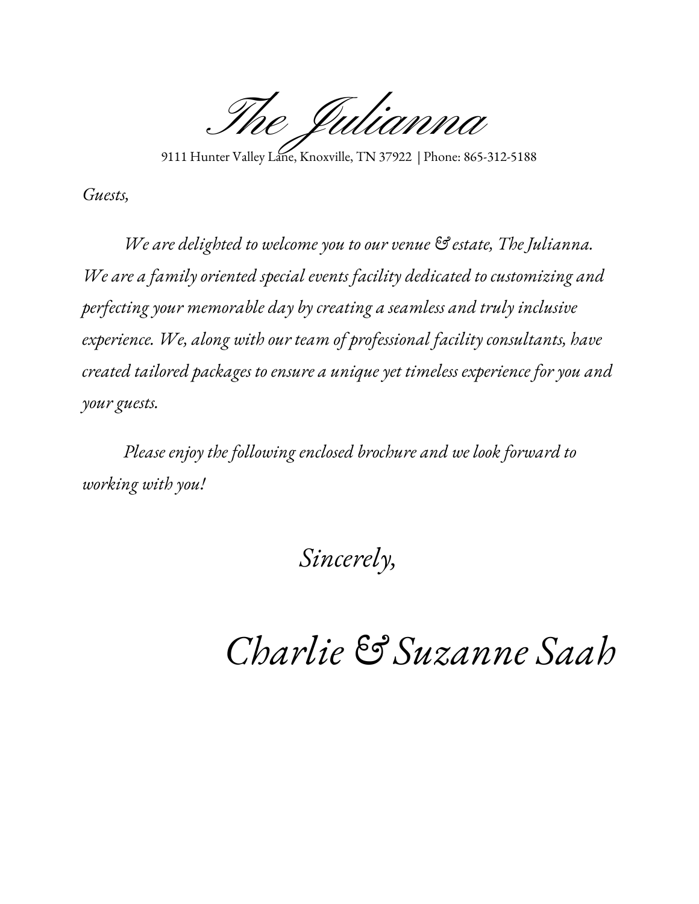# *The Julianna*

9111 Hunter Valley Lane, Knoxville, TN 37922 | Phone: 865-312-5188

*Guests,*

*We are delighted to welcome you to our venue & estate, The Julianna. We are a family oriented special events facility dedicated to customizing and perfecting your memorable day by creating a seamless and truly inclusive experience. We, along with our team of professional facility consultants, have created tailored packages to ensure a unique yet timeless experience for you and your guests.*

*Please enjoy the following enclosed brochure and we look forward to working with you!*

*Sincerely,*

*Charlie & Suzanne Saah*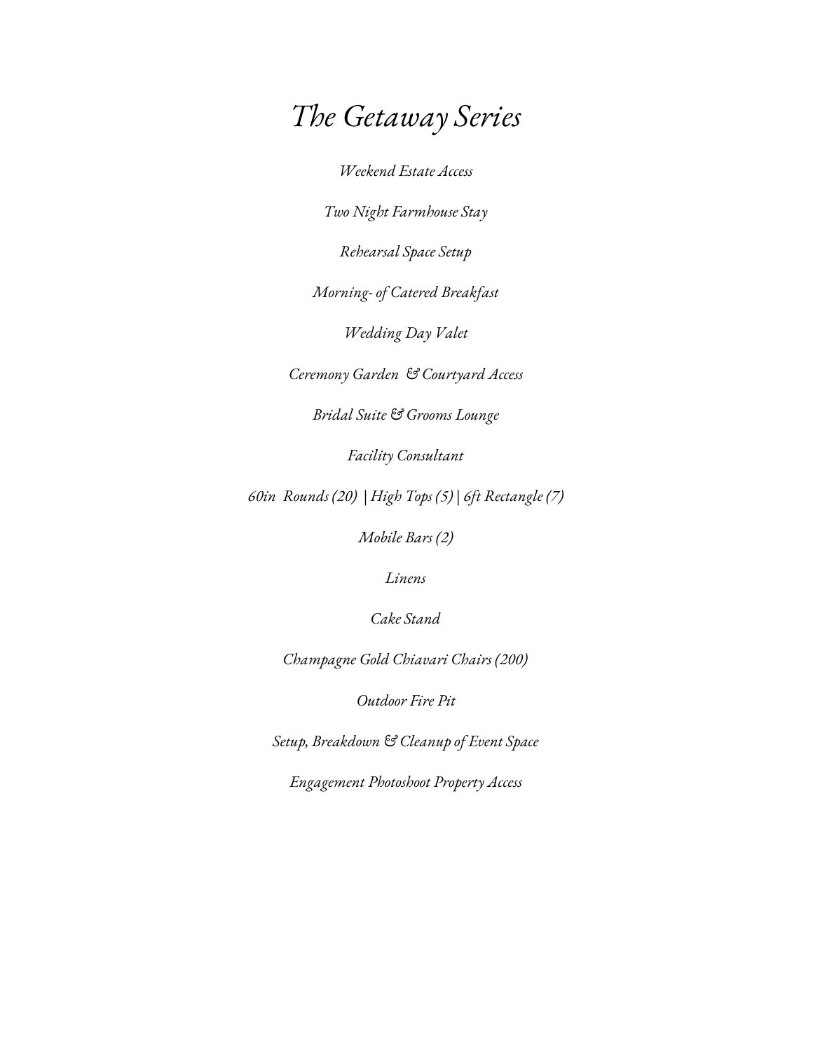# *The Getaway Series*

*Weekend Estate Access*

*Two Night Farmhouse Stay*

*Rehearsal Space Setup*

*Morning- of Catered Breakfast*

*Wedding Day Valet*

*Ceremony Garden & Courtyard Access*

*Bridal Suite & Grooms Lounge*

*Facility Consultant*

*60in Rounds (20) | High Tops (5) | 6ft Rectangle (7)*

*Mobile Bars (2)*

*Linens*

*Cake Stand*

*Champagne Gold Chiavari Chairs (200)*

*Outdoor Fire Pit*

*Setup, Breakdown & Cleanup of Event Space*

*Engagement Photoshoot Property Access*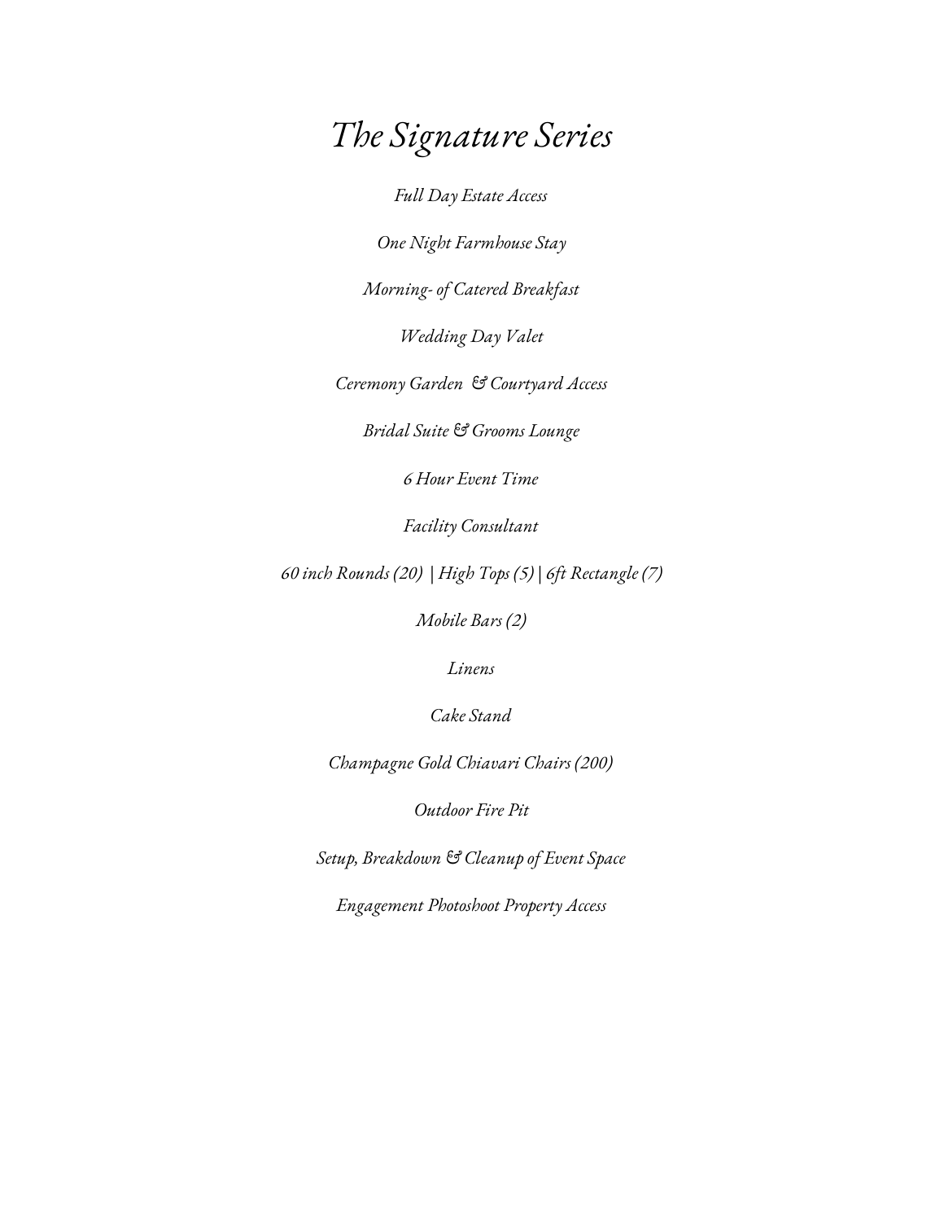# *The Signature Series*

*Full Day Estate Access*

*One Night Farmhouse Stay*

*Morning- of Catered Breakfast*

*Wedding Day Valet*

*Ceremony Garden & Courtyard Access*

*Bridal Suite & Grooms Lounge*

*6 Hour Event Time*

*Facility Consultant*

*60 inch Rounds (20) | High Tops (5) | 6ft Rectangle (7)*

*Mobile Bars (2)*

*Linens*

*Cake Stand*

*Champagne Gold Chiavari Chairs (200)*

*Outdoor Fire Pit*

*Setup, Breakdown & Cleanup of Event Space*

*Engagement Photoshoot Property Access*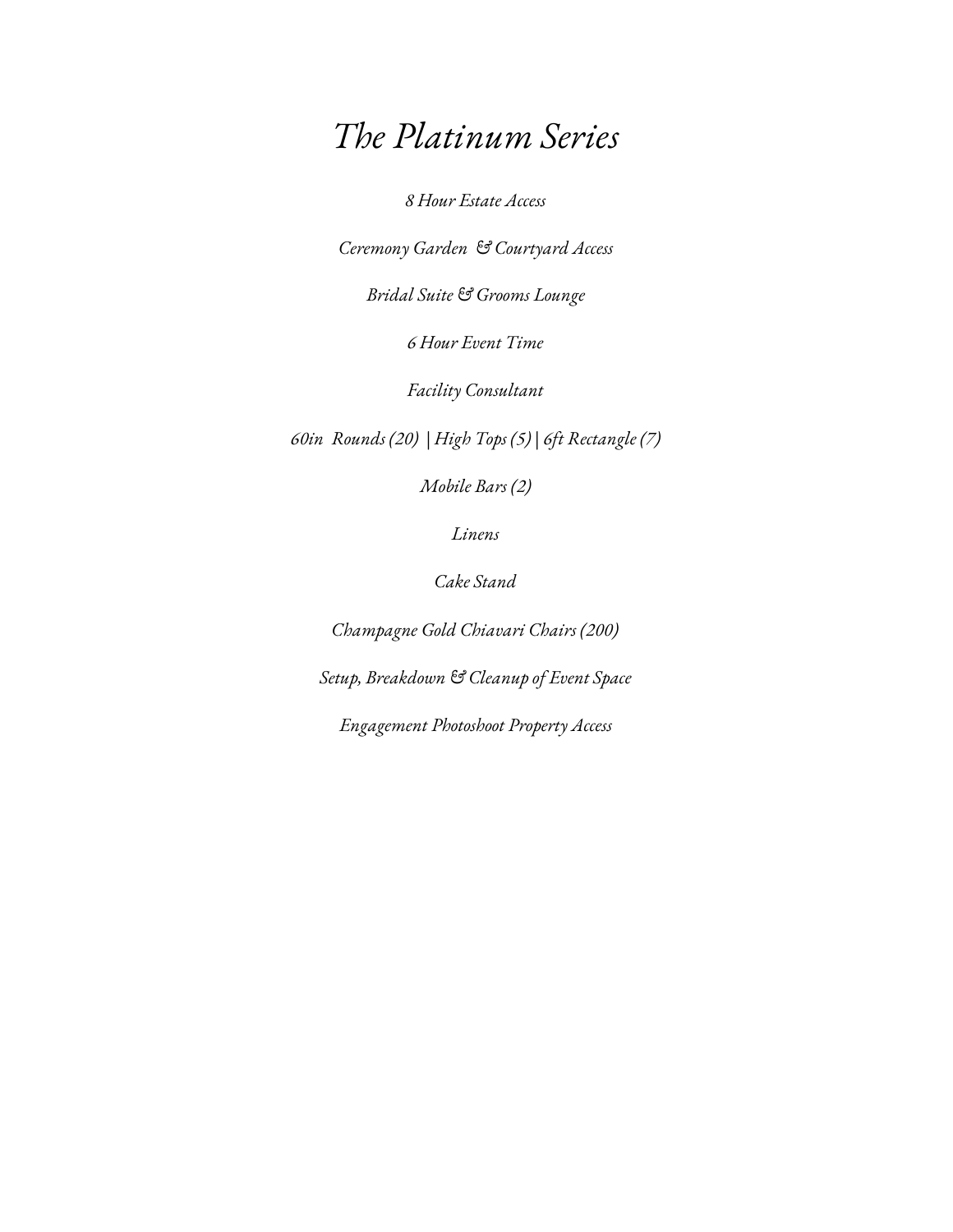# *The Platinum Series*

*8 Hour Estate Access*

*Ceremony Garden & Courtyard Access*

*Bridal Suite & Grooms Lounge*

*6 Hour Event Time*

*Facility Consultant*

*60in Rounds (20) | High Tops (5) | 6ft Rectangle (7)*

*Mobile Bars (2)*

*Linens*

*Cake Stand*

*Champagne Gold Chiavari Chairs (200)*

*Setup, Breakdown & Cleanup of Event Space*

*Engagement Photoshoot Property Access*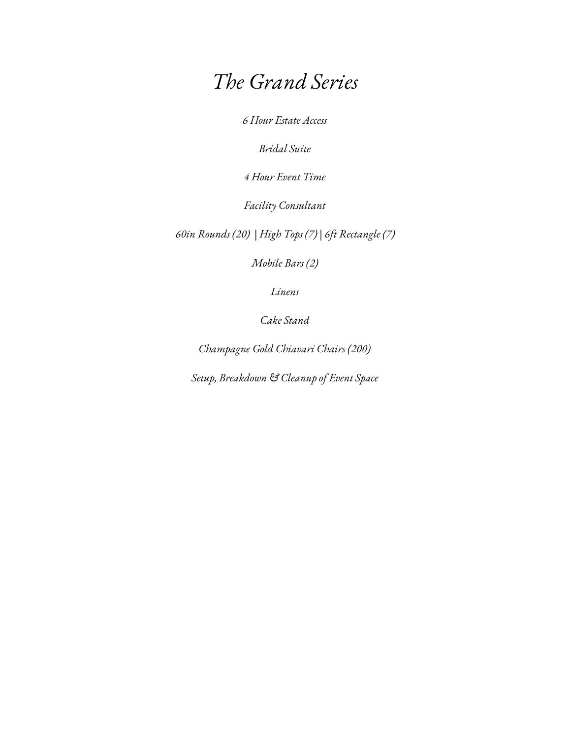# *The Grand Series*

*6 Hour Estate Access*

*Bridal Suite*

*4 Hour Event Time*

*Facility Consultant*

*60in Rounds (20) | High Tops (7) | 6ft Rectangle (7)*

*Mobile Bars (2)*

*Linens*

*Cake Stand*

*Champagne Gold Chiavari Chairs (200)*

*Setup, Breakdown & Cleanup of Event Space*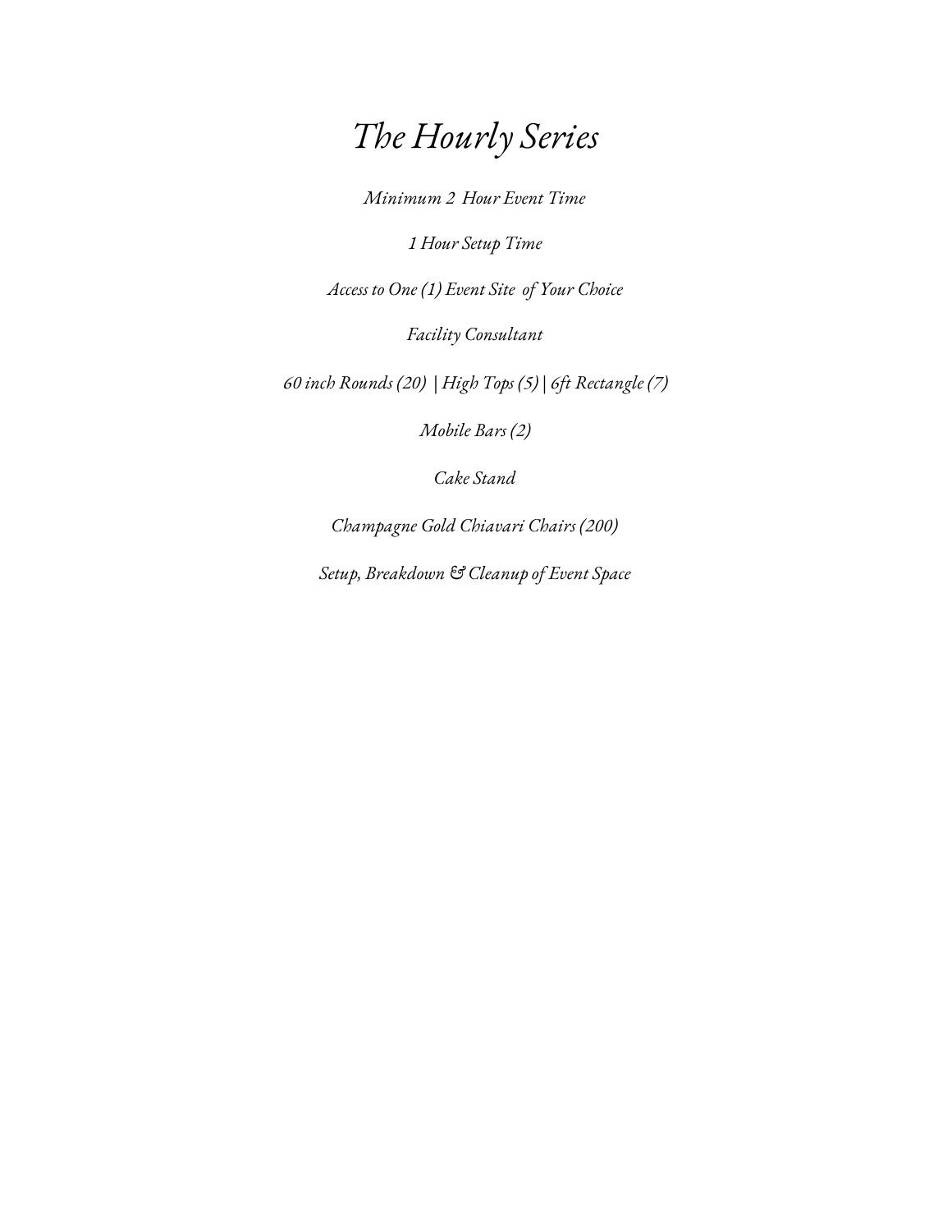# *The Hourly Series*

*Minimum 2 Hour Event Time*

*1 Hour Setup Time*

*Access to One (1) Event Site of Your Choice*

*Facility Consultant*

*60 inch Rounds (20) | High Tops (5) | 6ft Rectangle (7)*

*Mobile Bars (2)*

*Cake Stand*

*Champagne Gold Chiavari Chairs (200)*

*Setup, Breakdown & Cleanup of Event Space*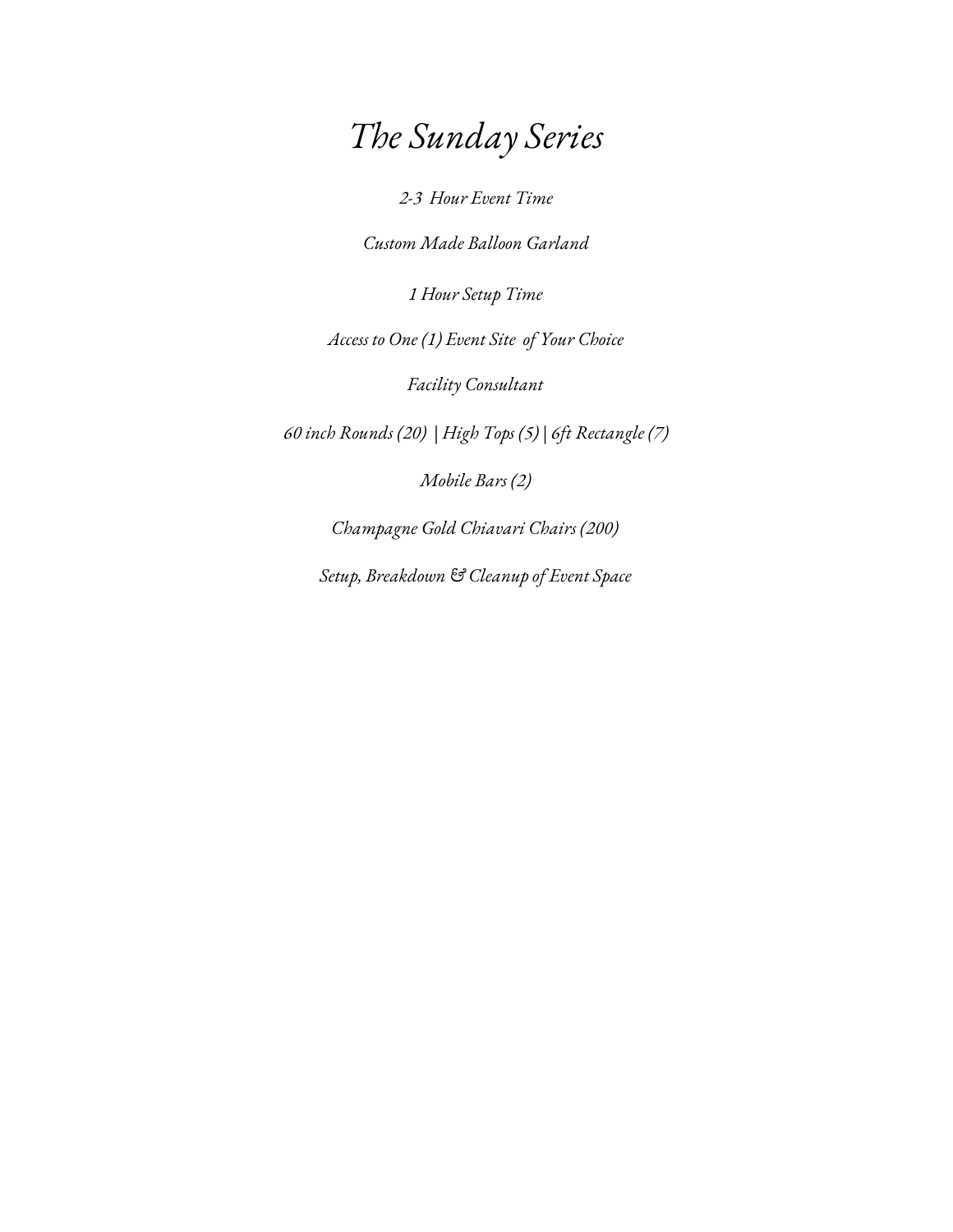# *The Sunday Series*

*2-3  Hour Event Time*

*Custom Made Balloon Garland*

*1 Hour Setup Time*

*Access to One (1) Event Site  of Your Choice*

*Facility Consultant*

*60 inch Rounds (20)  | High Tops (5) | 6ft Rectangle (7)*

*Mobile Bars (2)*

*Champagne Gold Chiavari Chairs (200)*

*Setup, Breakdown & Cleanup of Event Space*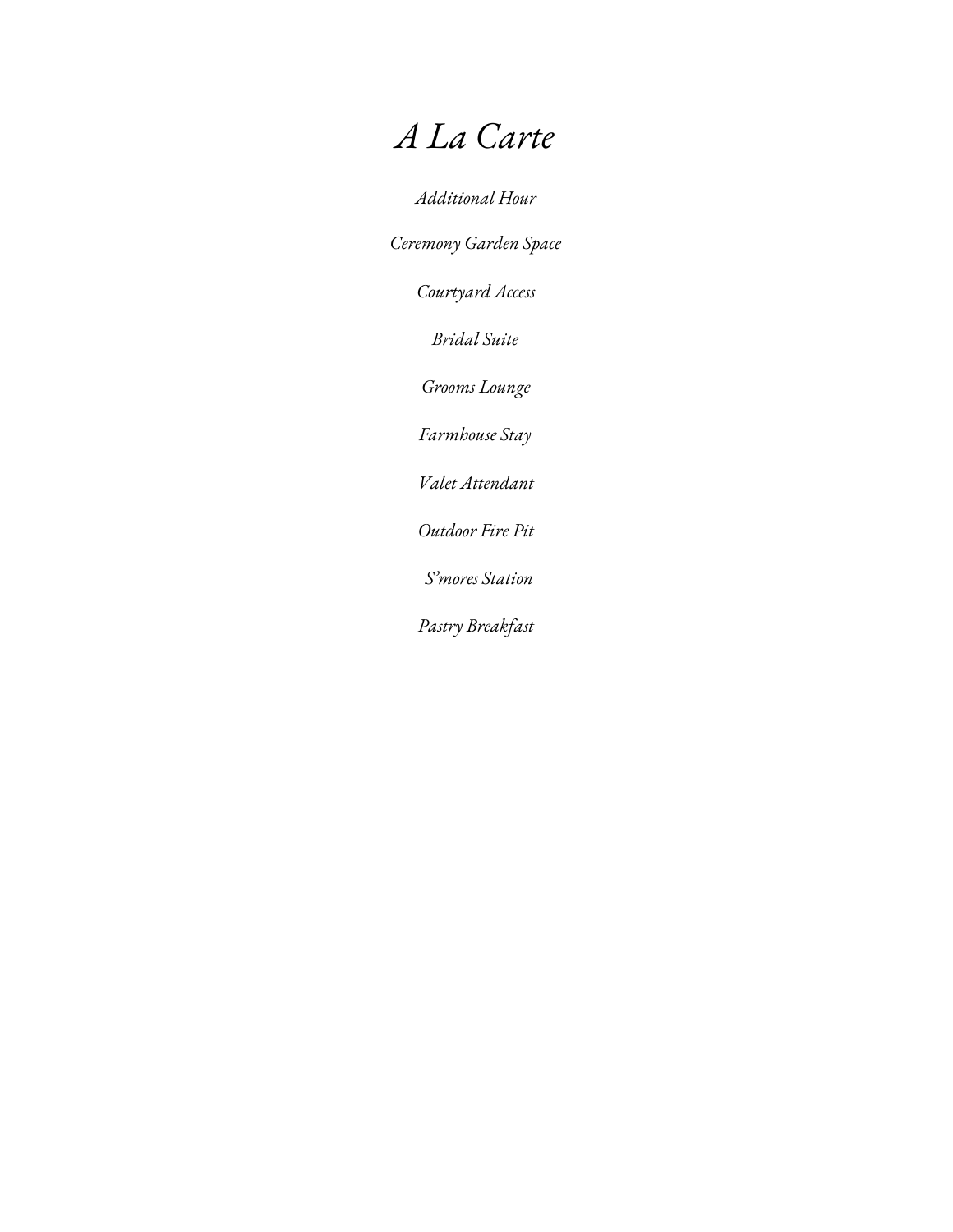# *A La Carte*

*Additional Hour*

*Ceremony Garden Space*

*Courtyard Access*

*Bridal Suite*

*Grooms Lounge*

*Farmhouse Stay*

*Valet Attendant*

*Outdoor Fire Pit*

*S'mores Station*

*Pastry Breakfast*